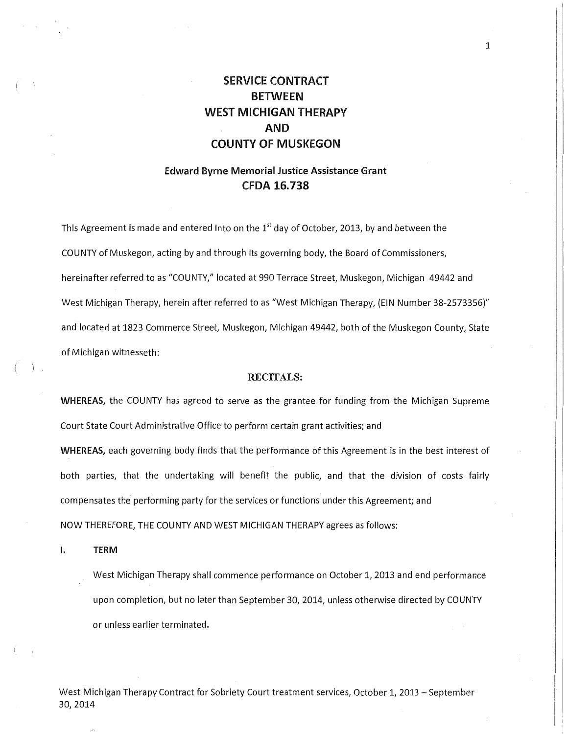# SERVICE CONTRACT BETWEEN WEST MICHIGAN THERAPY AND COUNTY OF MUSKEGON

## Edward Byrne Memorial Justice Assistance Grant
## CFDA 16.738

This Agreement is made and entered into on the 1st day of October, 2013, by and between the COUNTY of Muskegon, acting by and through its governing body, the Board of Commissioners, hereinafter referred to as "COUNTY," located at 990 Terrace Street, Muskegon, Michigan 49442 and West Michigan Therapy, herein after referred to as "West Michigan Therapy, (EIN Number 38-2573356)" and located at 1823 Commerce Street, Muskegon, Michigan 49442, both of the Muskegon County, State of Michigan witnesseth:

### RECITALS:

**WHEREAS,** the COUNTY has agreed to serve as the grantee for funding from the Michigan Supreme Court State Court Administrative Office to perform certain grant activities; and

**WHEREAS,** each governing body finds that the performance of this Agreement is in the best interest of both parties, that the undertaking will benefit the public, and that the division of costs fairly compensates the performing party for the services or functions under this Agreement; and

NOW THEREFORE, THE COUNTY AND WEST MICHIGAN THERAPY agrees as follows:

**I. TERM**

West Michigan Therapy shall commence performance on October 1, 2013 and end performance upon completion, but no later than September 30, 2014, unless otherwise directed by COUNTY or unless earlier terminated.

West Michigan Therapy Contract for Sobriety Court treatment services, October 1, 2013 – September 30, 2014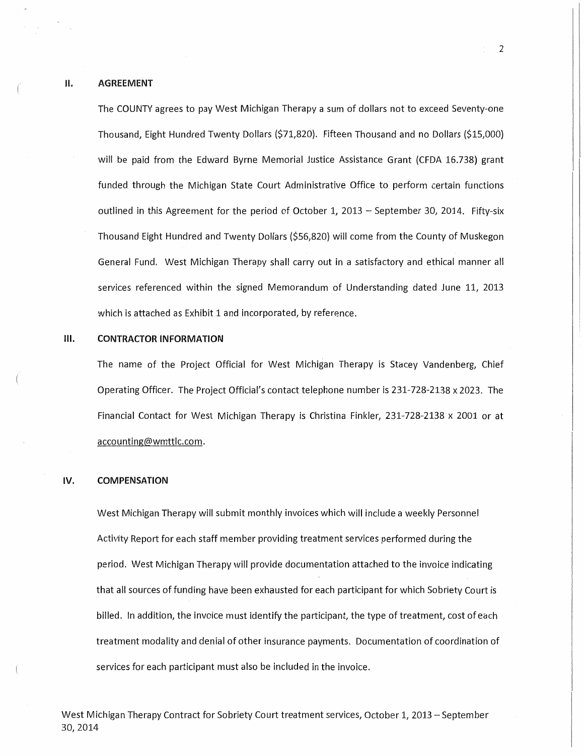## II. AGREEMENT

The COUNTY agrees to pay West Michigan Therapy a sum of dollars not to exceed Seventy-one Thousand, Eight Hundred Twenty Dollars ($71,820). Fifteen Thousand and no Dollars ($15,000) will be paid from the Edward Byrne Memorial Justice Assistance Grant (CFDA 16.738) grant funded through the Michigan State Court Administrative Office to perform certain functions outlined in this Agreement for the period of October 1, 2013 – September 30, 2014. Fifty-six Thousand Eight Hundred and Twenty Dollars ($56,820) will come from the County of Muskegon General Fund. West Michigan Therapy shall carry out in a satisfactory and ethical manner all services referenced within the signed Memorandum of Understanding dated June 11, 2013 which is attached as Exhibit 1 and incorporated, by reference.

## III. CONTRACTOR INFORMATION

The name of the Project Official for West Michigan Therapy is Stacey Vandenberg, Chief Operating Officer. The Project Official's contact telephone number is 231-728-2138 x 2023. The Financial Contact for West Michigan Therapy is Christina Finkler, 231-728-2138 x 2001 or at accounting@wmttlc.com.

## IV. COMPENSATION

West Michigan Therapy will submit monthly invoices which will include a weekly Personnel Activity Report for each staff member providing treatment services performed during the period. West Michigan Therapy will provide documentation attached to the invoice indicating that all sources of funding have been exhausted for each participant for which Sobriety Court is billed. In addition, the invoice must identify the participant, the type of treatment, cost of each treatment modality and denial of other insurance payments. Documentation of coordination of services for each participant must also be included in the invoice.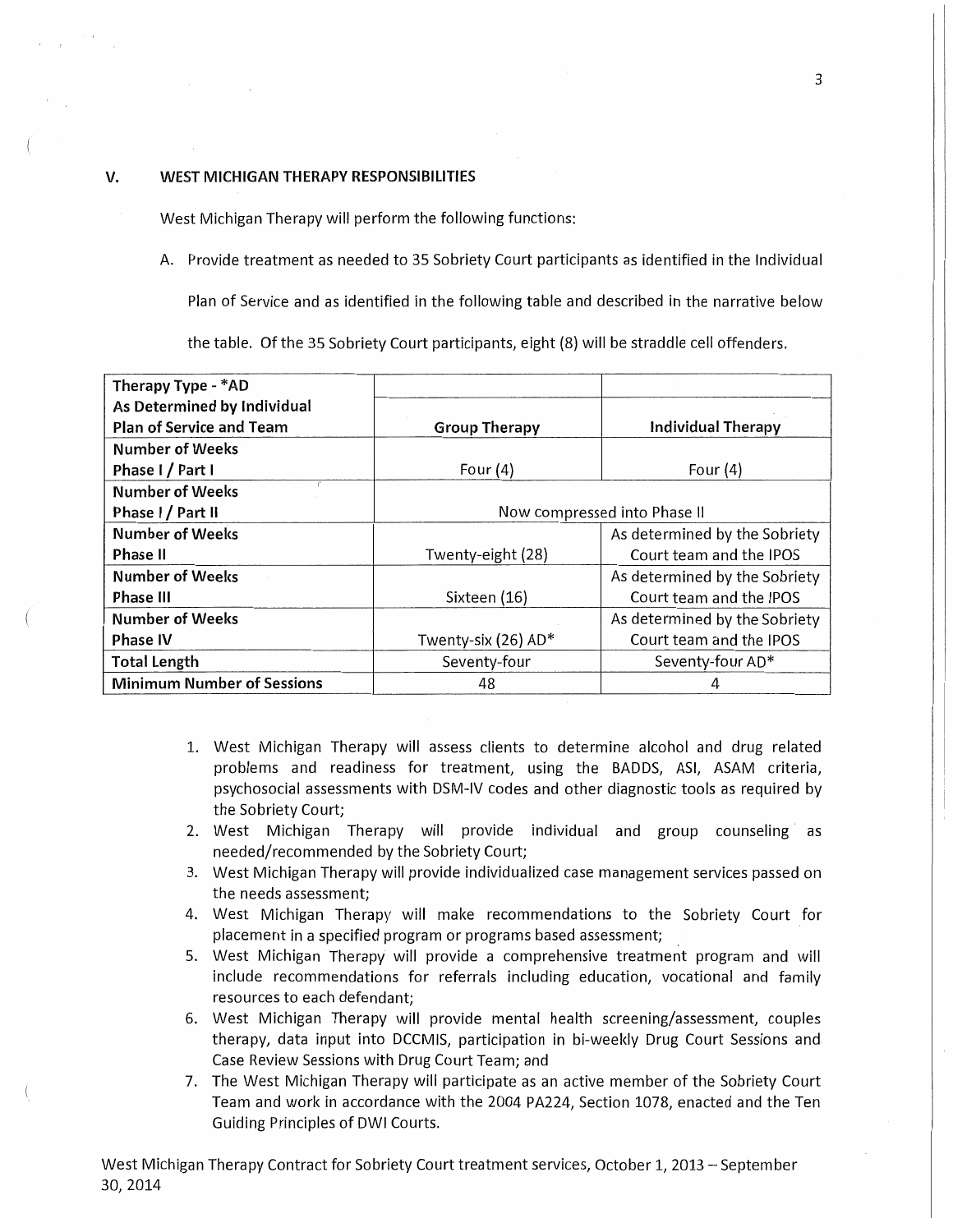## V. WEST MICHIGAN THERAPY RESPONSIBILITIES

West Michigan Therapy will perform the following functions:

A. Provide treatment as needed to 35 Sobriety Court participants as identified in the Individual Plan of Service and as identified in the following table and described in the narrative below the table. Of the 35 Sobriety Court participants, eight (8) will be straddle cell offenders.

| Therapy Type - *AD<br>As Determined by Individual Plan of Service and Team | Group Therapy | Individual Therapy |
|---|---|---|
| **Number of Weeks**<br>**Phase I / Part I** | Four (4) | Four (4) |
| **Number of Weeks**<br>**Phase I / Part II** | Now compressed into Phase II | |
| **Number of Weeks**<br>**Phase II** | Twenty-eight (28) | As determined by the Sobriety Court team and the IPOS |
| **Number of Weeks**<br>**Phase III** | Sixteen (16) | As determined by the Sobriety Court team and the IPOS |
| **Number of Weeks**<br>**Phase IV** | Twenty-six (26) AD* | As determined by the Sobriety Court team and the IPOS |
| **Total Length** | Seventy-four | Seventy-four AD* |
| **Minimum Number of Sessions** | 48 | 4 |

1. West Michigan Therapy will assess clients to determine alcohol and drug related problems and readiness for treatment, using the BADDS, ASI, ASAM criteria, psychosocial assessments with DSM-IV codes and other diagnostic tools as required by the Sobriety Court;
2. West Michigan Therapy will provide individual and group counseling as needed/recommended by the Sobriety Court;
3. West Michigan Therapy will provide individualized case management services passed on the needs assessment;
4. West Michigan Therapy will make recommendations to the Sobriety Court for placement in a specified program or programs based assessment;
5. West Michigan Therapy will provide a comprehensive treatment program and will include recommendations for referrals including education, vocational and family resources to each defendant;
6. West Michigan Therapy will provide mental health screening/assessment, couples therapy, data input into DCCMIS, participation in bi-weekly Drug Court Sessions and Case Review Sessions with Drug Court Team; and
7. The West Michigan Therapy will participate as an active member of the Sobriety Court Team and work in accordance with the 2004 PA224, Section 1078, enacted and the Ten Guiding Principles of DWI Courts.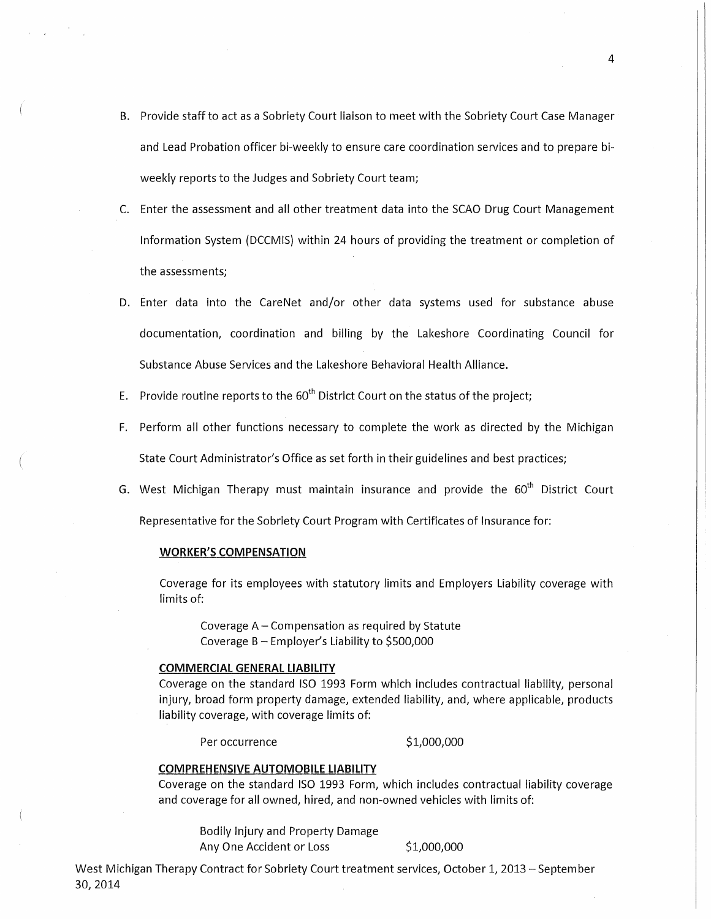B. Provide staff to act as a Sobriety Court liaison to meet with the Sobriety Court Case Manager and Lead Probation officer bi-weekly to ensure care coordination services and to prepare bi-weekly reports to the Judges and Sobriety Court team;

C. Enter the assessment and all other treatment data into the SCAO Drug Court Management Information System (DCCMIS) within 24 hours of providing the treatment or completion of the assessments;

D. Enter data into the CareNet and/or other data systems used for substance abuse documentation, coordination and billing by the Lakeshore Coordinating Council for Substance Abuse Services and the Lakeshore Behavioral Health Alliance.

E. Provide routine reports to the 60th District Court on the status of the project;

F. Perform all other functions necessary to complete the work as directed by the Michigan State Court Administrator's Office as set forth in their guidelines and best practices;

G. West Michigan Therapy must maintain insurance and provide the 60th District Court Representative for the Sobriety Court Program with Certificates of Insurance for:

**WORKER'S COMPENSATION**

Coverage for its employees with statutory limits and Employers Liability coverage with limits of:

Coverage A – Compensation as required by Statute
Coverage B – Employer's Liability to $500,000

**COMMERCIAL GENERAL LIABILITY**

Coverage on the standard ISO 1993 Form which includes contractual liability, personal injury, broad form property damage, extended liability, and, where applicable, products liability coverage, with coverage limits of:

Per occurrence $1,000,000

**COMPREHENSIVE AUTOMOBILE LIABILITY**

Coverage on the standard ISO 1993 Form, which includes contractual liability coverage and coverage for all owned, hired, and non-owned vehicles with limits of:

Bodily Injury and Property Damage
Any One Accident or Loss $1,000,000

West Michigan Therapy Contract for Sobriety Court treatment services, October 1, 2013 – September 30, 2014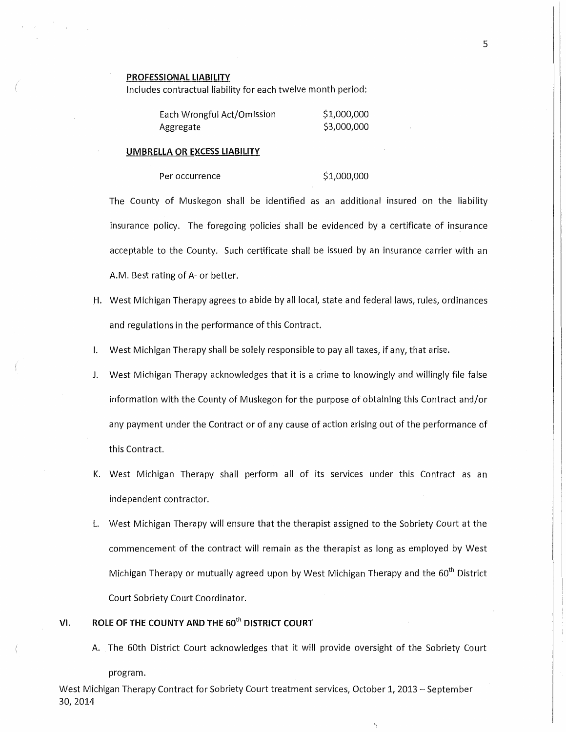**PROFESSIONAL LIABILITY**

Includes contractual liability for each twelve month period:

| | |
|---|---|
| Each Wrongful Act/Omission | $1,000,000 |
| Aggregate | $3,000,000 |

**UMBRELLA OR EXCESS LIABILITY**

| | |
|---|---|
| Per occurrence | $1,000,000 |

The County of Muskegon shall be identified as an additional insured on the liability insurance policy. The foregoing policies shall be evidenced by a certificate of insurance acceptable to the County. Such certificate shall be issued by an insurance carrier with an A.M. Best rating of A- or better.

H. West Michigan Therapy agrees to abide by all local, state and federal laws, rules, ordinances and regulations in the performance of this Contract.

I. West Michigan Therapy shall be solely responsible to pay all taxes, if any, that arise.

J. West Michigan Therapy acknowledges that it is a crime to knowingly and willingly file false information with the County of Muskegon for the purpose of obtaining this Contract and/or any payment under the Contract or of any cause of action arising out of the performance of this Contract.

K. West Michigan Therapy shall perform all of its services under this Contract as an independent contractor.

L. West Michigan Therapy will ensure that the therapist assigned to the Sobriety Court at the commencement of the contract will remain as the therapist as long as employed by West Michigan Therapy or mutually agreed upon by West Michigan Therapy and the 60th District Court Sobriety Court Coordinator.

## VI. ROLE OF THE COUNTY AND THE 60th DISTRICT COURT

A. The 60th District Court acknowledges that it will provide oversight of the Sobriety Court program.

West Michigan Therapy Contract for Sobriety Court treatment services, October 1, 2013 – September 30, 2014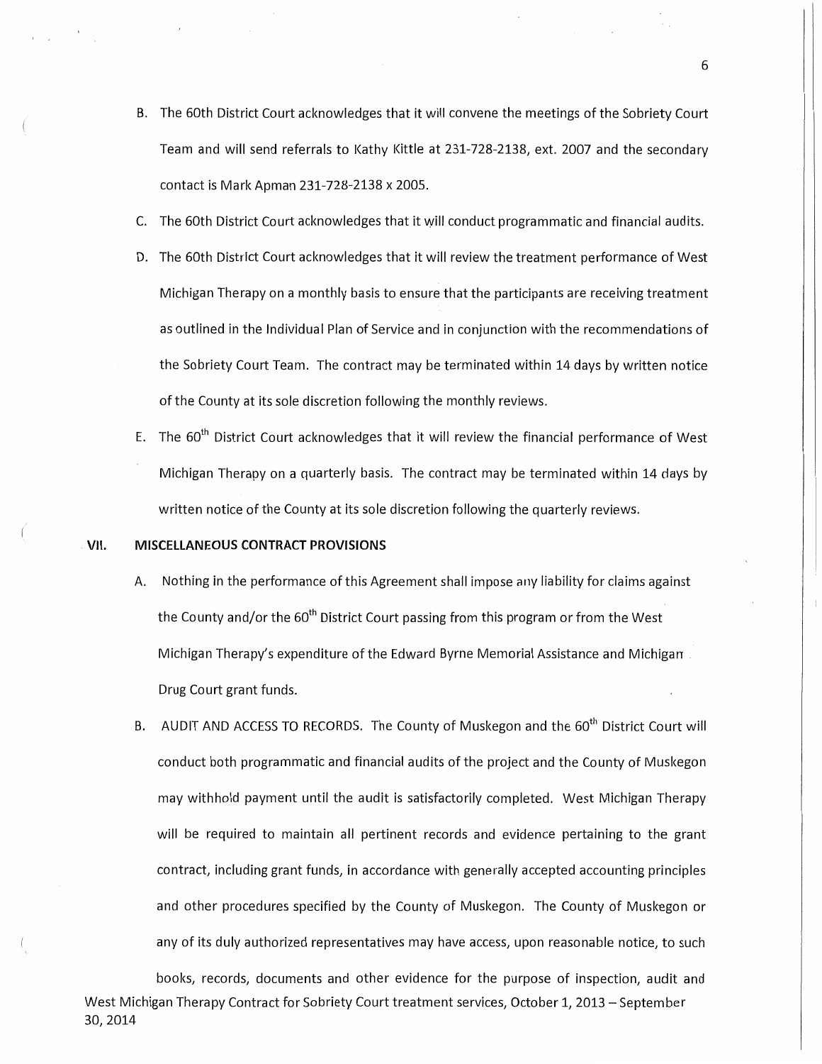B. The 60th District Court acknowledges that it will convene the meetings of the Sobriety Court Team and will send referrals to Kathy Kittle at 231-728-2138, ext. 2007 and the secondary contact is Mark Apman 231-728-2138 x 2005.

C. The 60th District Court acknowledges that it will conduct programmatic and financial audits.

D. The 60th District Court acknowledges that it will review the treatment performance of West Michigan Therapy on a monthly basis to ensure that the participants are receiving treatment as outlined in the Individual Plan of Service and in conjunction with the recommendations of the Sobriety Court Team. The contract may be terminated within 14 days by written notice of the County at its sole discretion following the monthly reviews.

E. The 60th District Court acknowledges that it will review the financial performance of West Michigan Therapy on a quarterly basis. The contract may be terminated within 14 days by written notice of the County at its sole discretion following the quarterly reviews.

## VII. MISCELLANEOUS CONTRACT PROVISIONS

A. Nothing in the performance of this Agreement shall impose any liability for claims against the County and/or the 60th District Court passing from this program or from the West Michigan Therapy's expenditure of the Edward Byrne Memorial Assistance and Michigan Drug Court grant funds.

B. AUDIT AND ACCESS TO RECORDS. The County of Muskegon and the 60th District Court will conduct both programmatic and financial audits of the project and the County of Muskegon may withhold payment until the audit is satisfactorily completed. West Michigan Therapy will be required to maintain all pertinent records and evidence pertaining to the grant contract, including grant funds, in accordance with generally accepted accounting principles and other procedures specified by the County of Muskegon. The County of Muskegon or any of its duly authorized representatives may have access, upon reasonable notice, to such books, records, documents and other evidence for the purpose of inspection, audit and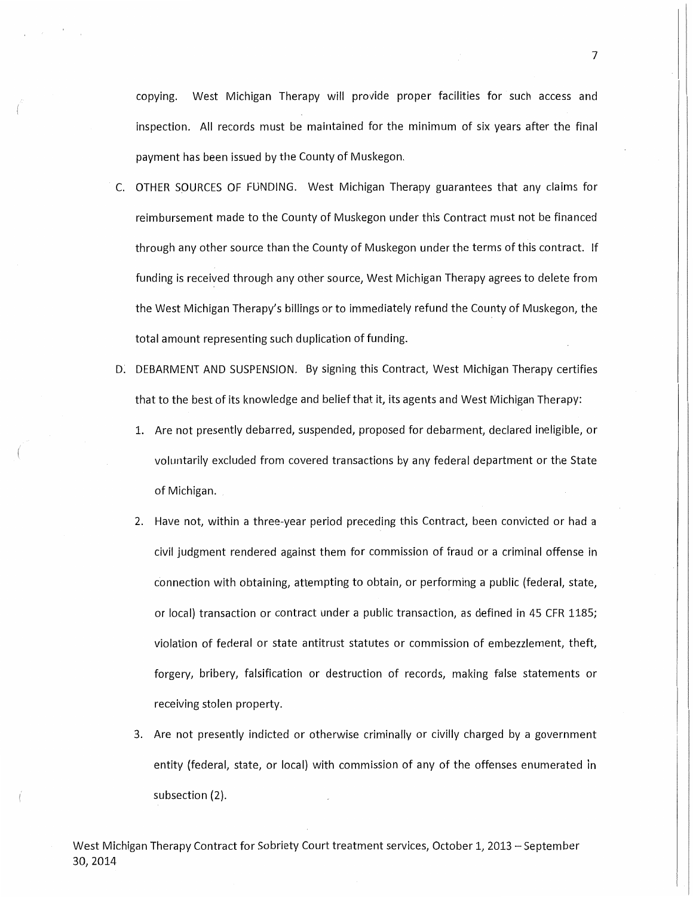copying. West Michigan Therapy will provide proper facilities for such access and inspection. All records must be maintained for the minimum of six years after the final payment has been issued by the County of Muskegon.

C. OTHER SOURCES OF FUNDING. West Michigan Therapy guarantees that any claims for reimbursement made to the County of Muskegon under this Contract must not be financed through any other source than the County of Muskegon under the terms of this contract. If funding is received through any other source, West Michigan Therapy agrees to delete from the West Michigan Therapy's billings or to immediately refund the County of Muskegon, the total amount representing such duplication of funding.

D. DEBARMENT AND SUSPENSION. By signing this Contract, West Michigan Therapy certifies that to the best of its knowledge and belief that it, its agents and West Michigan Therapy:

   1. Are not presently debarred, suspended, proposed for debarment, declared ineligible, or voluntarily excluded from covered transactions by any federal department or the State of Michigan.

   2. Have not, within a three-year period preceding this Contract, been convicted or had a civil judgment rendered against them for commission of fraud or a criminal offense in connection with obtaining, attempting to obtain, or performing a public (federal, state, or local) transaction or contract under a public transaction, as defined in 45 CFR 1185; violation of federal or state antitrust statutes or commission of embezzlement, theft, forgery, bribery, falsification or destruction of records, making false statements or receiving stolen property.

   3. Are not presently indicted or otherwise criminally or civilly charged by a government entity (federal, state, or local) with commission of any of the offenses enumerated in subsection (2).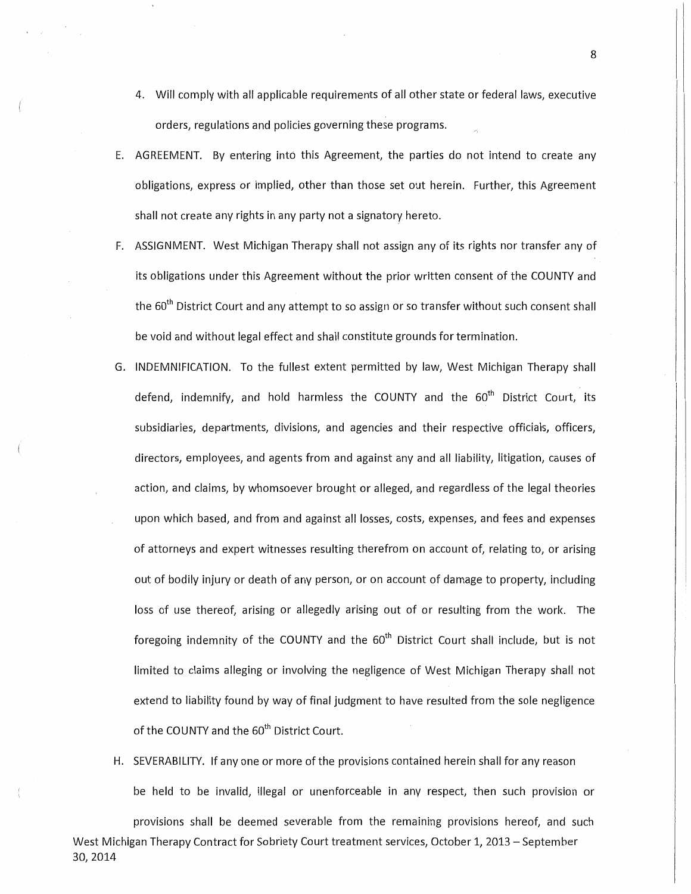4. Will comply with all applicable requirements of all other state or federal laws, executive orders, regulations and policies governing these programs.

E. AGREEMENT. By entering into this Agreement, the parties do not intend to create any obligations, express or implied, other than those set out herein. Further, this Agreement shall not create any rights in any party not a signatory hereto.

F. ASSIGNMENT. West Michigan Therapy shall not assign any of its rights nor transfer any of its obligations under this Agreement without the prior written consent of the COUNTY and the 60th District Court and any attempt to so assign or so transfer without such consent shall be void and without legal effect and shall constitute grounds for termination.

G. INDEMNIFICATION. To the fullest extent permitted by law, West Michigan Therapy shall defend, indemnify, and hold harmless the COUNTY and the 60th District Court, its subsidiaries, departments, divisions, and agencies and their respective officials, officers, directors, employees, and agents from and against any and all liability, litigation, causes of action, and claims, by whomsoever brought or alleged, and regardless of the legal theories upon which based, and from and against all losses, costs, expenses, and fees and expenses of attorneys and expert witnesses resulting therefrom on account of, relating to, or arising out of bodily injury or death of any person, or on account of damage to property, including loss of use thereof, arising or allegedly arising out of or resulting from the work. The foregoing indemnity of the COUNTY and the 60th District Court shall include, but is not limited to claims alleging or involving the negligence of West Michigan Therapy shall not extend to liability found by way of final judgment to have resulted from the sole negligence of the COUNTY and the 60th District Court.

H. SEVERABILITY. If any one or more of the provisions contained herein shall for any reason be held to be invalid, illegal or unenforceable in any respect, then such provision or provisions shall be deemed severable from the remaining provisions hereof, and such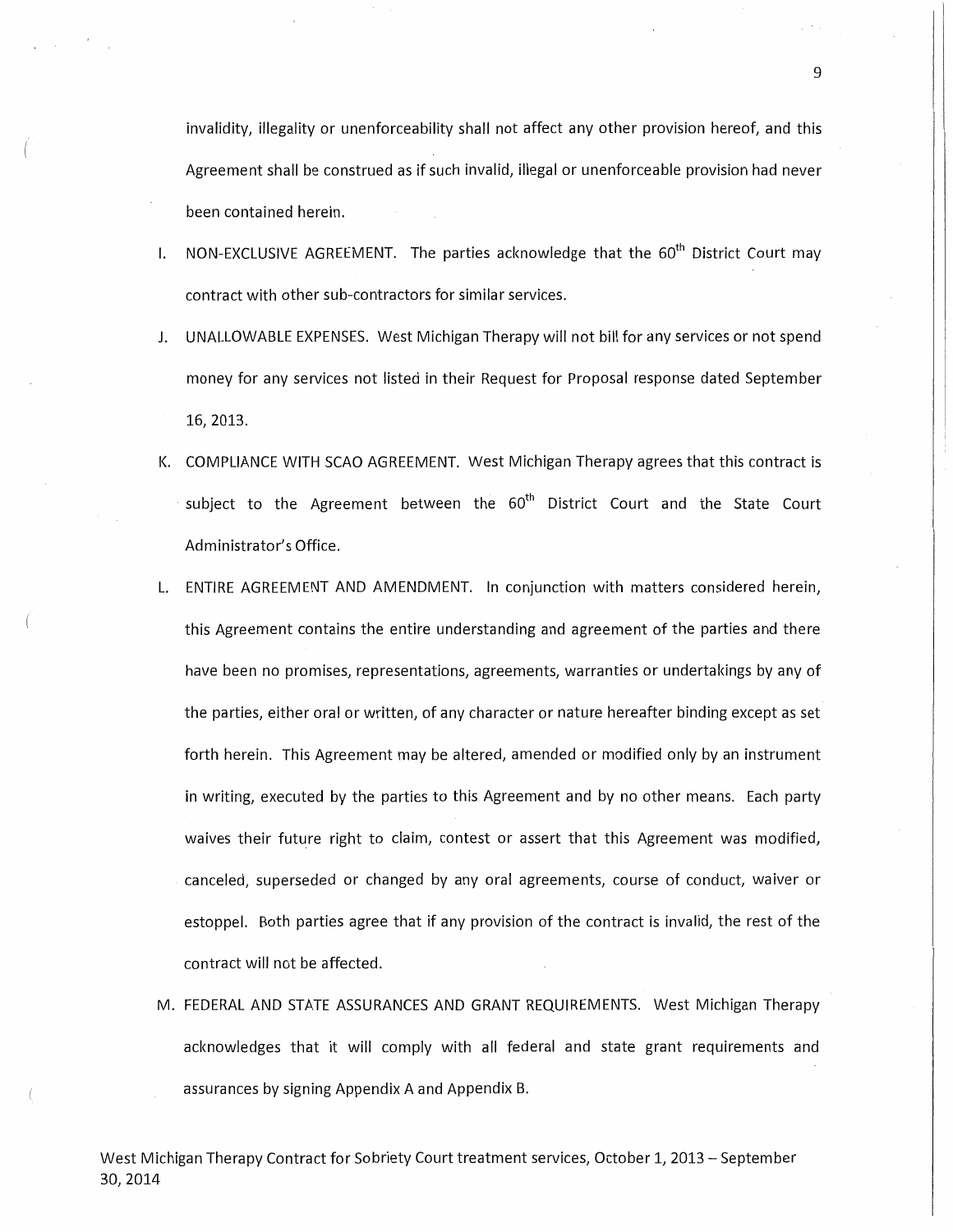invalidity, illegality or unenforceability shall not affect any other provision hereof, and this Agreement shall be construed as if such invalid, illegal or unenforceable provision had never been contained herein.

I. NON-EXCLUSIVE AGREEMENT. The parties acknowledge that the 60th District Court may contract with other sub-contractors for similar services.

J. UNALLOWABLE EXPENSES. West Michigan Therapy will not bill for any services or not spend money for any services not listed in their Request for Proposal response dated September 16, 2013.

K. COMPLIANCE WITH SCAO AGREEMENT. West Michigan Therapy agrees that this contract is subject to the Agreement between the 60th District Court and the State Court Administrator's Office.

L. ENTIRE AGREEMENT AND AMENDMENT. In conjunction with matters considered herein, this Agreement contains the entire understanding and agreement of the parties and there have been no promises, representations, agreements, warranties or undertakings by any of the parties, either oral or written, of any character or nature hereafter binding except as set forth herein. This Agreement may be altered, amended or modified only by an instrument in writing, executed by the parties to this Agreement and by no other means. Each party waives their future right to claim, contest or assert that this Agreement was modified, canceled, superseded or changed by any oral agreements, course of conduct, waiver or estoppel. Both parties agree that if any provision of the contract is invalid, the rest of the contract will not be affected.

M. FEDERAL AND STATE ASSURANCES AND GRANT REQUIREMENTS. West Michigan Therapy acknowledges that it will comply with all federal and state grant requirements and assurances by signing Appendix A and Appendix B.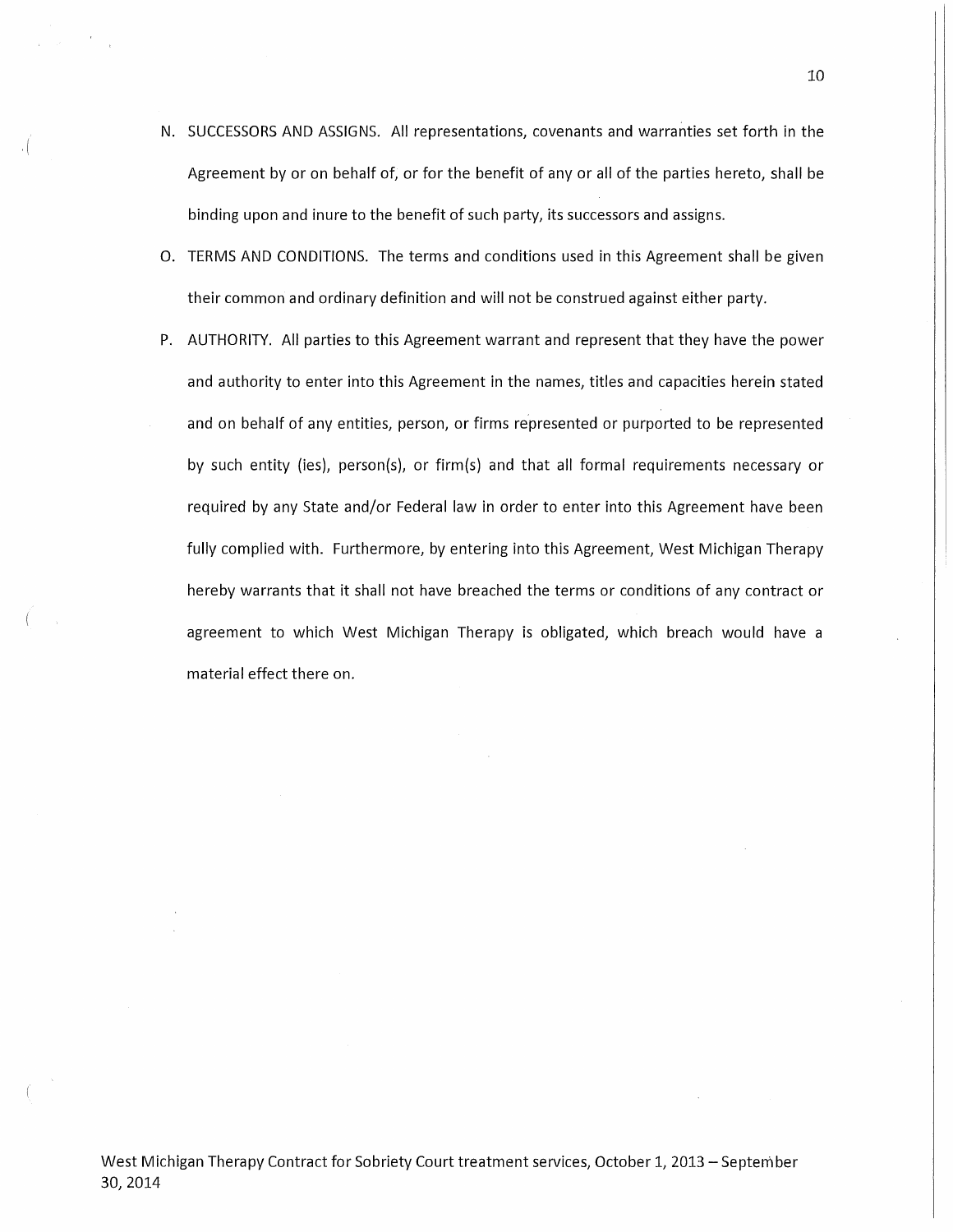N. SUCCESSORS AND ASSIGNS. All representations, covenants and warranties set forth in the Agreement by or on behalf of, or for the benefit of any or all of the parties hereto, shall be binding upon and inure to the benefit of such party, its successors and assigns.

O. TERMS AND CONDITIONS. The terms and conditions used in this Agreement shall be given their common and ordinary definition and will not be construed against either party.

P. AUTHORITY. All parties to this Agreement warrant and represent that they have the power and authority to enter into this Agreement in the names, titles and capacities herein stated and on behalf of any entities, person, or firms represented or purported to be represented by such entity (ies), person(s), or firm(s) and that all formal requirements necessary or required by any State and/or Federal law in order to enter into this Agreement have been fully complied with. Furthermore, by entering into this Agreement, West Michigan Therapy hereby warrants that it shall not have breached the terms or conditions of any contract or agreement to which West Michigan Therapy is obligated, which breach would have a material effect there on.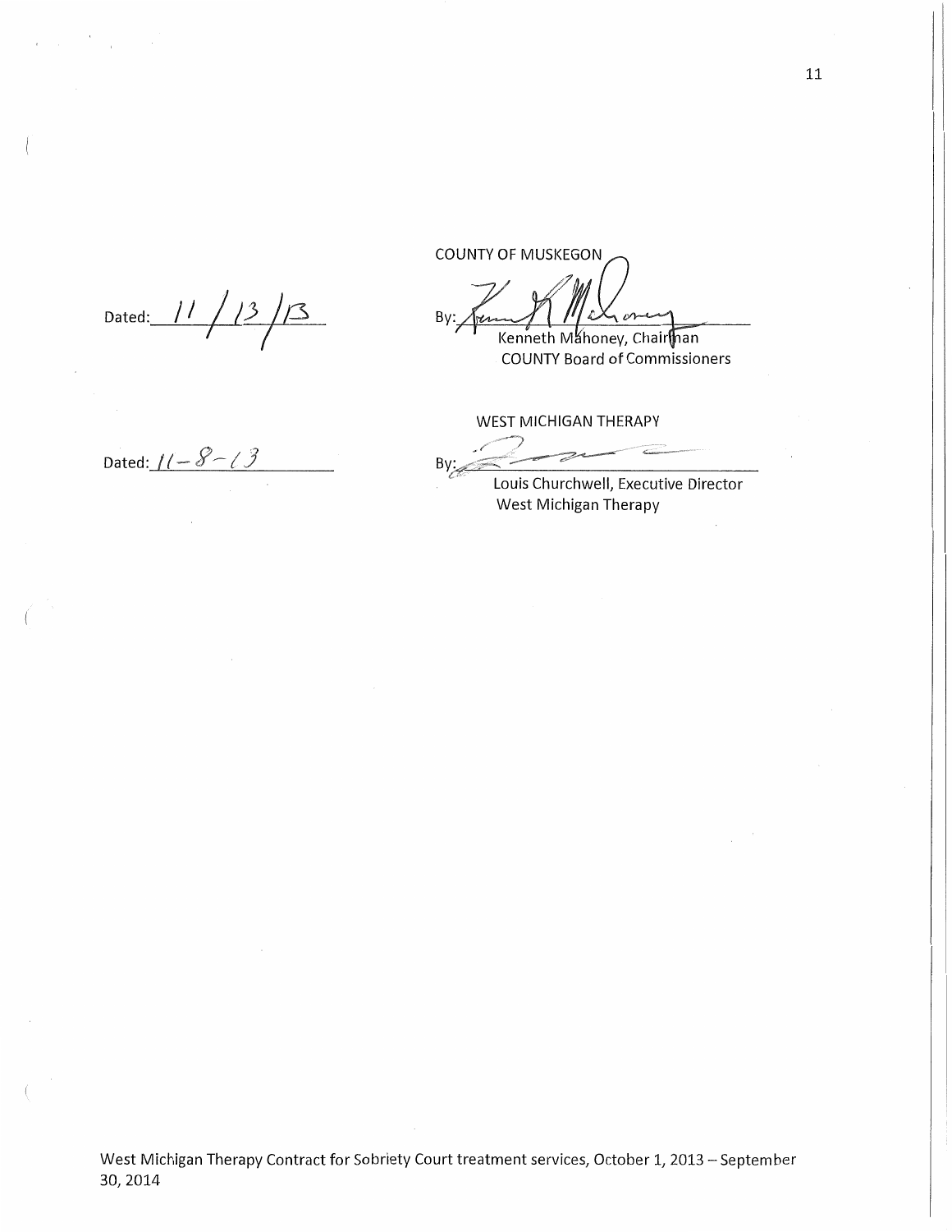COUNTY OF MUSKEGON

Dated: 11/13/13

By: ______________________
Kenneth Mahoney, Chairman
COUNTY Board of Commissioners

WEST MICHIGAN THERAPY

Dated: 11-8-13

By: ______________________
Louis Churchwell, Executive Director
West Michigan Therapy

West Michigan Therapy Contract for Sobriety Court treatment services, October 1, 2013 – September 30, 2014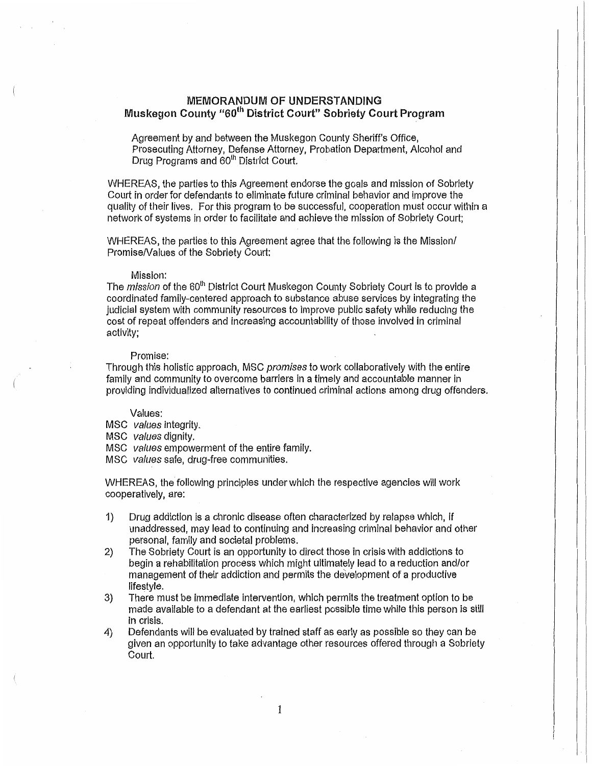# MEMORANDUM OF UNDERSTANDING
## Muskegon County "60th District Court" Sobriety Court Program

Agreement by and between the Muskegon County Sheriff's Office, Prosecuting Attorney, Defense Attorney, Probation Department, Alcohol and Drug Programs and 60th District Court.

WHEREAS, the parties to this Agreement endorse the goals and mission of Sobriety Court in order for defendants to eliminate future criminal behavior and improve the quality of their lives. For this program to be successful, cooperation must occur within a network of systems in order to facilitate and achieve the mission of Sobriety Court;

WHEREAS, the parties to this Agreement agree that the following is the Mission/ Promise/Values of the Sobriety Court:

Mission:

The *mission* of the 60th District Court Muskegon County Sobriety Court is to provide a coordinated family-centered approach to substance abuse services by integrating the judicial system with community resources to improve public safety while reducing the cost of repeat offenders and increasing accountability of those involved in criminal activity;

Promise:

Through this holistic approach, MSC *promises* to work collaboratively with the entire family and community to overcome barriers in a timely and accountable manner in providing individualized alternatives to continued criminal actions among drug offenders.

Values:

MSC *values* integrity.
MSC *values* dignity.
MSC *values* empowerment of the entire family.
MSC *values* safe, drug-free communities.

WHEREAS, the following principles under which the respective agencies will work cooperatively, are:

1) Drug addiction is a chronic disease often characterized by relapse which, if unaddressed, may lead to continuing and increasing criminal behavior and other personal, family and societal problems.
2) The Sobriety Court is an opportunity to direct those in crisis with addictions to begin a rehabilitation process which might ultimately lead to a reduction and/or management of their addiction and permits the development of a productive lifestyle.
3) There must be immediate intervention, which permits the treatment option to be made available to a defendant at the earliest possible time while this person is still in crisis.
4) Defendants will be evaluated by trained staff as early as possible so they can be given an opportunity to take advantage other resources offered through a Sobriety Court.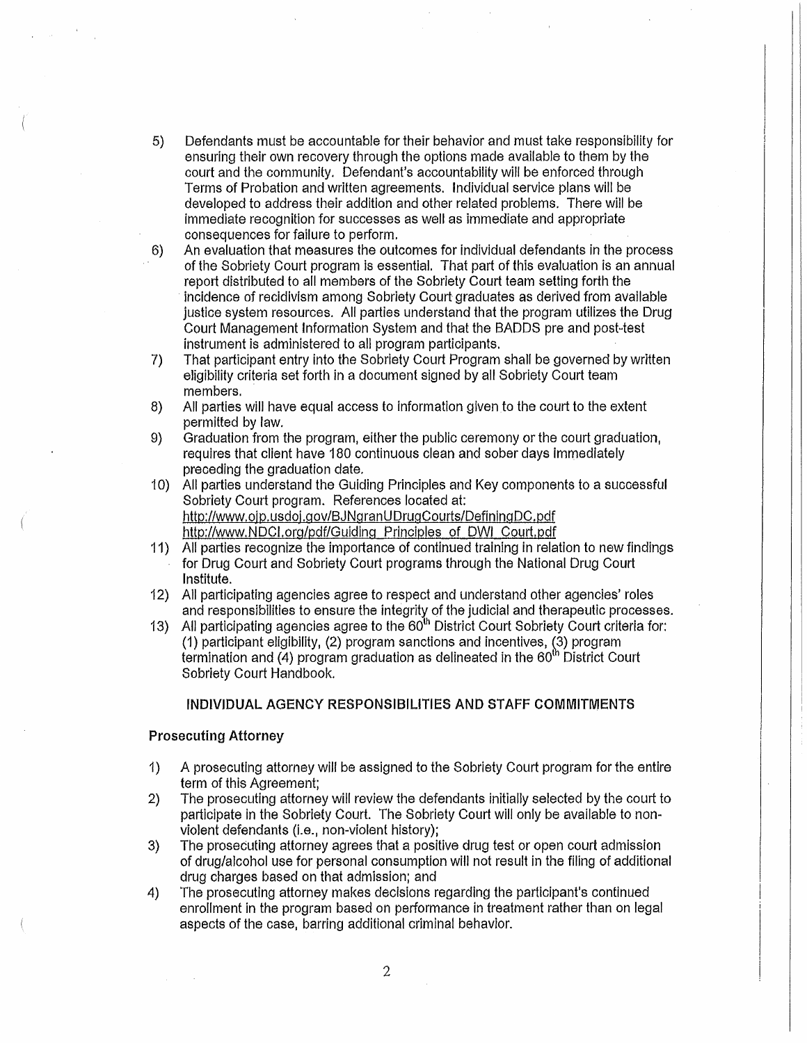5) Defendants must be accountable for their behavior and must take responsibility for ensuring their own recovery through the options made available to them by the court and the community. Defendant's accountability will be enforced through Terms of Probation and written agreements. Individual service plans will be developed to address their addition and other related problems. There will be immediate recognition for successes as well as immediate and appropriate consequences for failure to perform.
6) An evaluation that measures the outcomes for individual defendants in the process of the Sobriety Court program is essential. That part of this evaluation is an annual report distributed to all members of the Sobriety Court team setting forth the incidence of recidivism among Sobriety Court graduates as derived from available justice system resources. All parties understand that the program utilizes the Drug Court Management Information System and that the BADDS pre and post-test instrument is administered to all program participants.
7) That participant entry into the Sobriety Court Program shall be governed by written eligibility criteria set forth in a document signed by all Sobriety Court team members.
8) All parties will have equal access to information given to the court to the extent permitted by law.
9) Graduation from the program, either the public ceremony or the court graduation, requires that client have 180 continuous clean and sober days immediately preceding the graduation date.
10) All parties understand the Guiding Principles and Key components to a successful Sobriety Court program. References located at: http://www.ojp.usdoj.gov/BJNgranUDrugCourts/DefiningDC.pdf http://www.NDCI.org/pdf/Guiding_Principles_of_DWI_Court.pdf
11) All parties recognize the importance of continued training in relation to new findings for Drug Court and Sobriety Court programs through the National Drug Court Institute.
12) All participating agencies agree to respect and understand other agencies' roles and responsibilities to ensure the integrity of the judicial and therapeutic processes.
13) All participating agencies agree to the 60th District Court Sobriety Court criteria for: (1) participant eligibility, (2) program sanctions and incentives, (3) program termination and (4) program graduation as delineated in the 60th District Court Sobriety Court Handbook.

## INDIVIDUAL AGENCY RESPONSIBILITIES AND STAFF COMMITMENTS

### Prosecuting Attorney

1) A prosecuting attorney will be assigned to the Sobriety Court program for the entire term of this Agreement;
2) The prosecuting attorney will review the defendants initially selected by the court to participate in the Sobriety Court. The Sobriety Court will only be available to non-violent defendants (i.e., non-violent history);
3) The prosecuting attorney agrees that a positive drug test or open court admission of drug/alcohol use for personal consumption will not result in the filing of additional drug charges based on that admission; and
4) The prosecuting attorney makes decisions regarding the participant's continued enrollment in the program based on performance in treatment rather than on legal aspects of the case, barring additional criminal behavior.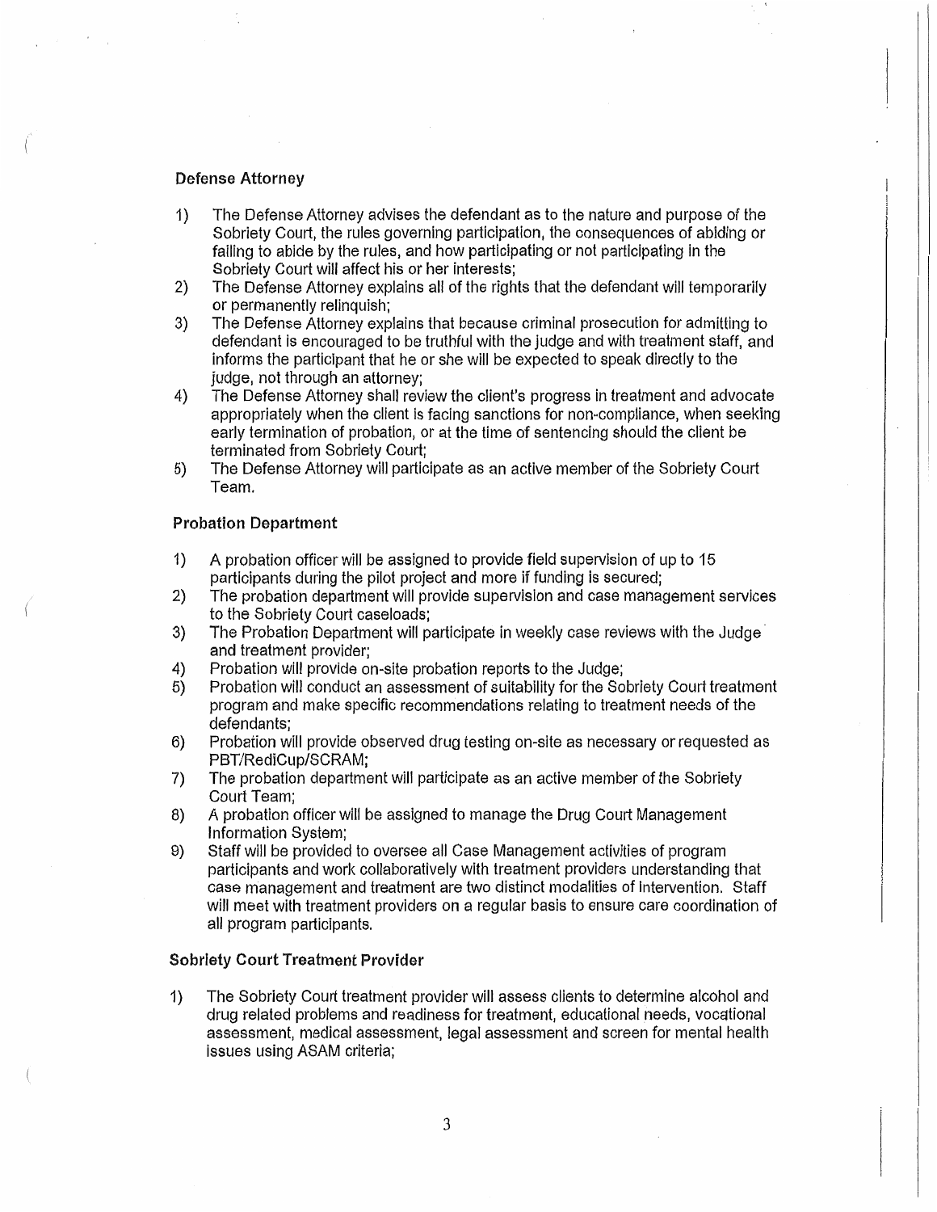### Defense Attorney

1) The Defense Attorney advises the defendant as to the nature and purpose of the Sobriety Court, the rules governing participation, the consequences of abiding or failing to abide by the rules, and how participating or not participating in the Sobriety Court will affect his or her interests;
2) The Defense Attorney explains all of the rights that the defendant will temporarily or permanently relinquish;
3) The Defense Attorney explains that because criminal prosecution for admitting to defendant is encouraged to be truthful with the judge and with treatment staff, and informs the participant that he or she will be expected to speak directly to the judge, not through an attorney;
4) The Defense Attorney shall review the client's progress in treatment and advocate appropriately when the client is facing sanctions for non-compliance, when seeking early termination of probation, or at the time of sentencing should the client be terminated from Sobriety Court;
5) The Defense Attorney will participate as an active member of the Sobriety Court Team.

### Probation Department

1) A probation officer will be assigned to provide field supervision of up to 15 participants during the pilot project and more if funding is secured;
2) The probation department will provide supervision and case management services to the Sobriety Court caseloads;
3) The Probation Department will participate in weekly case reviews with the Judge and treatment provider;
4) Probation will provide on-site probation reports to the Judge;
5) Probation will conduct an assessment of suitability for the Sobriety Court treatment program and make specific recommendations relating to treatment needs of the defendants;
6) Probation will provide observed drug testing on-site as necessary or requested as PBT/RediCup/SCRAM;
7) The probation department will participate as an active member of the Sobriety Court Team;
8) A probation officer will be assigned to manage the Drug Court Management Information System;
9) Staff will be provided to oversee all Case Management activities of program participants and work collaboratively with treatment providers understanding that case management and treatment are two distinct modalities of intervention. Staff will meet with treatment providers on a regular basis to ensure care coordination of all program participants.

### Sobriety Court Treatment Provider

1) The Sobriety Court treatment provider will assess clients to determine alcohol and drug related problems and readiness for treatment, educational needs, vocational assessment, medical assessment, legal assessment and screen for mental health issues using ASAM criteria;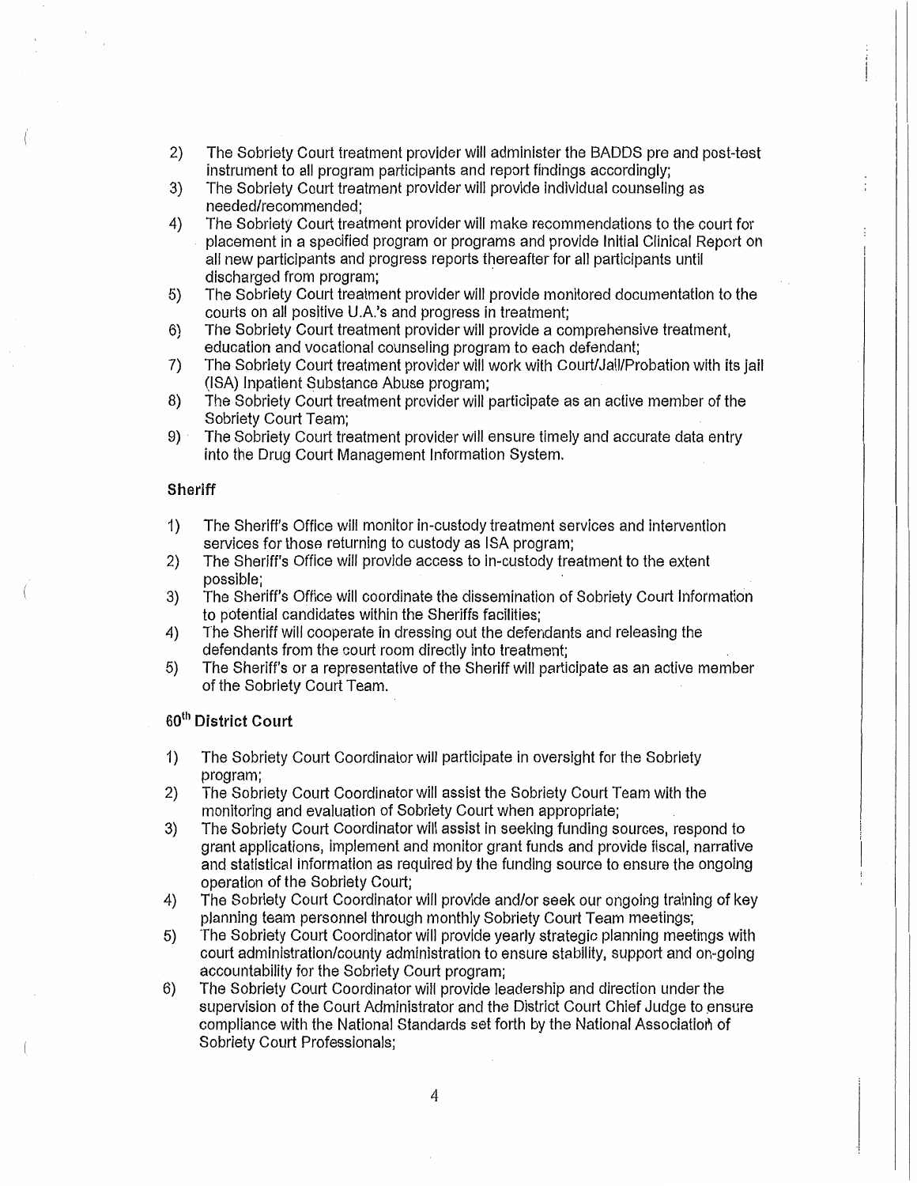2) The Sobriety Court treatment provider will administer the BADDS pre and post-test instrument to all program participants and report findings accordingly;
3) The Sobriety Court treatment provider will provide individual counseling as needed/recommended;
4) The Sobriety Court treatment provider will make recommendations to the court for placement in a specified program or programs and provide Initial Clinical Report on all new participants and progress reports thereafter for all participants until discharged from program;
5) The Sobriety Court treatment provider will provide monitored documentation to the courts on all positive U.A.'s and progress in treatment;
6) The Sobriety Court treatment provider will provide a comprehensive treatment, education and vocational counseling program to each defendant;
7) The Sobriety Court treatment provider will work with Court/Jail/Probation with its jail (ISA) Inpatient Substance Abuse program;
8) The Sobriety Court treatment provider will participate as an active member of the Sobriety Court Team;
9) The Sobriety Court treatment provider will ensure timely and accurate data entry into the Drug Court Management Information System.

**Sheriff**

1) The Sheriff's Office will monitor in-custody treatment services and intervention services for those returning to custody as ISA program;
2) The Sheriff's Office will provide access to in-custody treatment to the extent possible;
3) The Sheriff's Office will coordinate the dissemination of Sobriety Court Information to potential candidates within the Sheriffs facilities;
4) The Sheriff will cooperate in dressing out the defendants and releasing the defendants from the court room directly into treatment;
5) The Sheriff's or a representative of the Sheriff will participate as an active member of the Sobriety Court Team.

**60th District Court**

1) The Sobriety Court Coordinator will participate in oversight for the Sobriety program;
2) The Sobriety Court Coordinator will assist the Sobriety Court Team with the monitoring and evaluation of Sobriety Court when appropriate;
3) The Sobriety Court Coordinator will assist in seeking funding sources, respond to grant applications, implement and monitor grant funds and provide fiscal, narrative and statistical information as required by the funding source to ensure the ongoing operation of the Sobriety Court;
4) The Sobriety Court Coordinator will provide and/or seek our ongoing training of key planning team personnel through monthly Sobriety Court Team meetings;
5) The Sobriety Court Coordinator will provide yearly strategic planning meetings with court administration/county administration to ensure stability, support and on-going accountability for the Sobriety Court program;
6) The Sobriety Court Coordinator will provide leadership and direction under the supervision of the Court Administrator and the District Court Chief Judge to ensure compliance with the National Standards set forth by the National Association of Sobriety Court Professionals;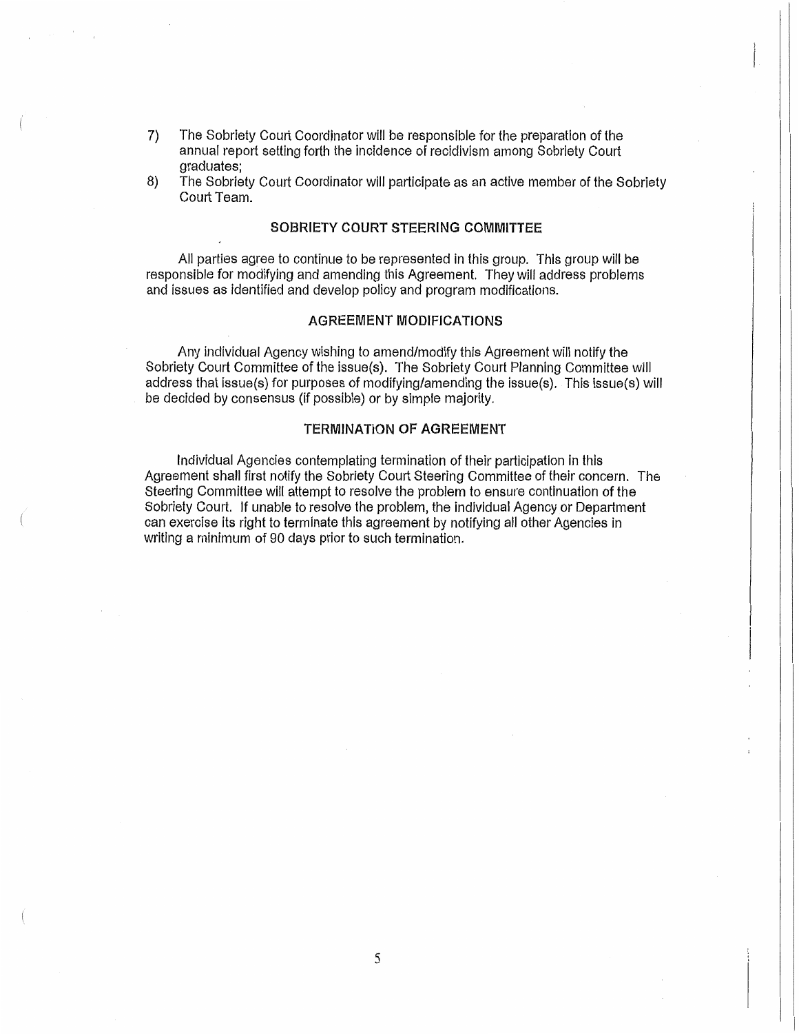7) The Sobriety Court Coordinator will be responsible for the preparation of the annual report setting forth the incidence of recidivism among Sobriety Court graduates;
8) The Sobriety Court Coordinator will participate as an active member of the Sobriety Court Team.

## SOBRIETY COURT STEERING COMMITTEE

All parties agree to continue to be represented in this group. This group will be responsible for modifying and amending this Agreement. They will address problems and issues as identified and develop policy and program modifications.

## AGREEMENT MODIFICATIONS

Any individual Agency wishing to amend/modify this Agreement will notify the Sobriety Court Committee of the issue(s). The Sobriety Court Planning Committee will address that issue(s) for purposes of modifying/amending the issue(s). This issue(s) will be decided by consensus (if possible) or by simple majority.

## TERMINATION OF AGREEMENT

Individual Agencies contemplating termination of their participation in this Agreement shall first notify the Sobriety Court Steering Committee of their concern. The Steering Committee will attempt to resolve the problem to ensure continuation of the Sobriety Court. If unable to resolve the problem, the individual Agency or Department can exercise its right to terminate this agreement by notifying all other Agencies in writing a minimum of 90 days prior to such termination.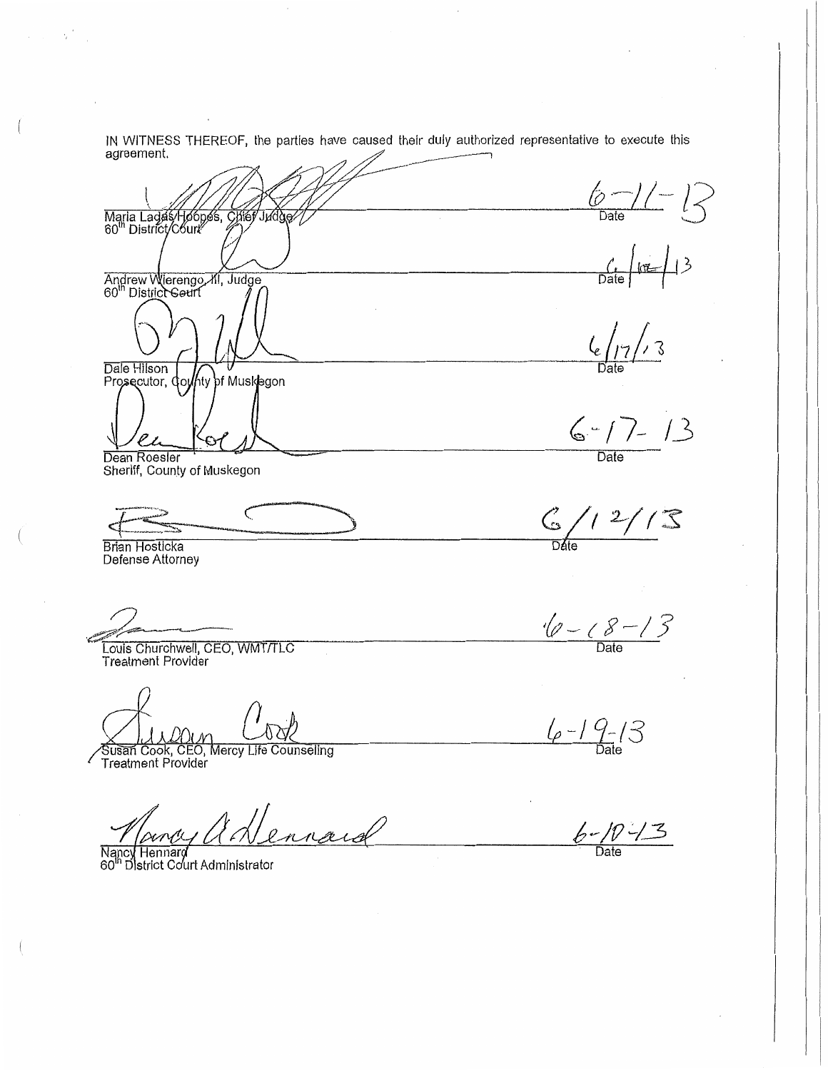IN WITNESS THEREOF, the parties have caused their duly authorized representative to execute this agreement.

Maria Ladas Hoopes, Chief Judge
60th District Court
Date: 6-11-13

Andrew Wierengo, III, Judge
60th District Court
Date: 6/12/13

Dale Hilson
Prosecutor, County of Muskegon
Date: 6/17/13

Dean Roesler
Sheriff, County of Muskegon
Date: 6-17-13

Brian Hosticka
Defense Attorney
Date: 6/12/13

Louis Churchwell, CEO, WMT/TLC
Treatment Provider
Date: 6-18-13

Susan Cook, CEO, Mercy Life Counseling
Treatment Provider
Date: 6-19-13

Nancy Hennard
60th District Court Administrator
Date: 6-10-13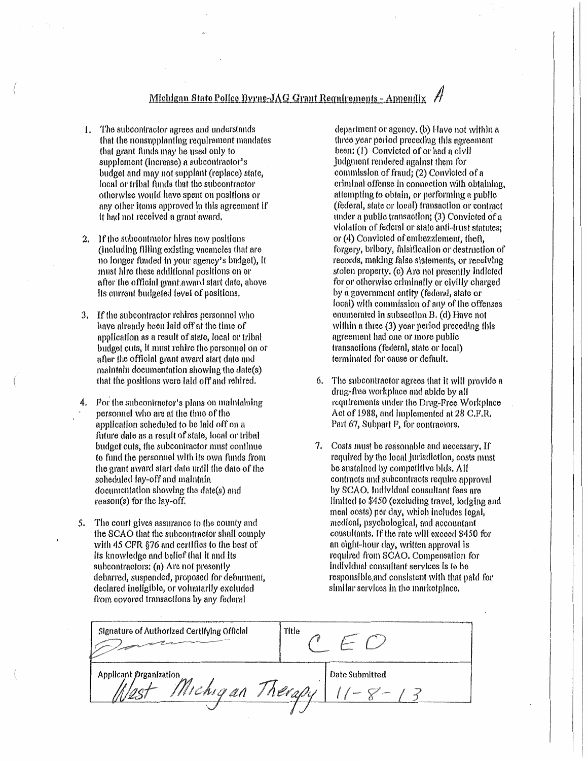## Michigan State Police Byrne-JAG Grant Requirements - Appendix A

1. The subcontractor agrees and understands that the nonsupplanting requirement mandates that grant funds may be used only to supplement (increase) a subcontractor's budget and may not supplant (replace) state, local or tribal funds that the subcontractor otherwise would have spent on positions or any other items approved in this agreement if it had not received a grant award.

2. If the subcontractor hires new positions (including filling existing vacancies that are no longer funded in your agency's budget), it must hire these additional positions on or after the official grant award start date, above its current budgeted level of positions.

3. If the subcontractor rehires personnel who have already been laid off at the time of application as a result of state, local or tribal budget cuts, it must rehire the personnel on or after the official grant award start date and maintain documentation showing the date(s) that the positions were laid off and rehired.

4. For the subcontractor's plans on maintaining personnel who are at the time of the application scheduled to be laid off on a future date as a result of state, local or tribal budget cuts, the subcontractor must continue to fund the personnel with its own funds from the grant award start date until the date of the scheduled lay-off and maintain documentation showing the date(s) and reason(s) for the lay-off.

5. The court gives assurance to the county and the SCAO that the subcontractor shall comply with 45 CFR §76 and certifies to the best of its knowledge and belief that it and its subcontractors: (a) Are not presently debarred, suspended, proposed for debarment, declared ineligible, or voluntarily excluded from covered transactions by any federal department or agency. (b) Have not within a three year period preceding this agreement been: (1) Convicted of or had a civil judgment rendered against them for commission of fraud; (2) Convicted of a criminal offense in connection with obtaining, attempting to obtain, or performing a public (federal, state or local) transaction or contract under a public transaction; (3) Convicted of a violation of federal or state anti-trust statutes; or (4) Convicted of embezzlement, theft, forgery, bribery, falsification or destruction of records, making false statements, or receiving stolen property. (c) Are not presently indicted for or otherwise criminally or civilly charged by a government entity (federal, state or local) with commission of any of the offenses enumerated in subsection B. (d) Have not within a three (3) year period preceding this agreement had one or more public transactions (federal, state or local) terminated for cause or default.

6. The subcontractor agrees that it will provide a drug-free workplace and abide by all requirements under the Drug-Free Workplace Act of 1988, and implemented at 28 C.F.R. Part 67, Subpart F, for contractors.

7. Costs must be reasonable and necessary. If required by the local jurisdiction, costs must be sustained by competitive bids. All contracts and subcontracts require approval by SCAO. Individual consultant fees are limited to $450 (excluding travel, lodging and meal costs) per day, which includes legal, medical, psychological, and accountant consultants. If the rate will exceed $450 for an eight-hour day, written approval is required from SCAO. Compensation for individual consultant services is to be responsible and consistent with that paid for similar services in the marketplace.

| Signature of Authorized Certifying Official | Title |
|---|---|
| [signature] | CEO |
| **Applicant Organization** | **Date Submitted** |
| West Michigan Therapy | 11-8-13 |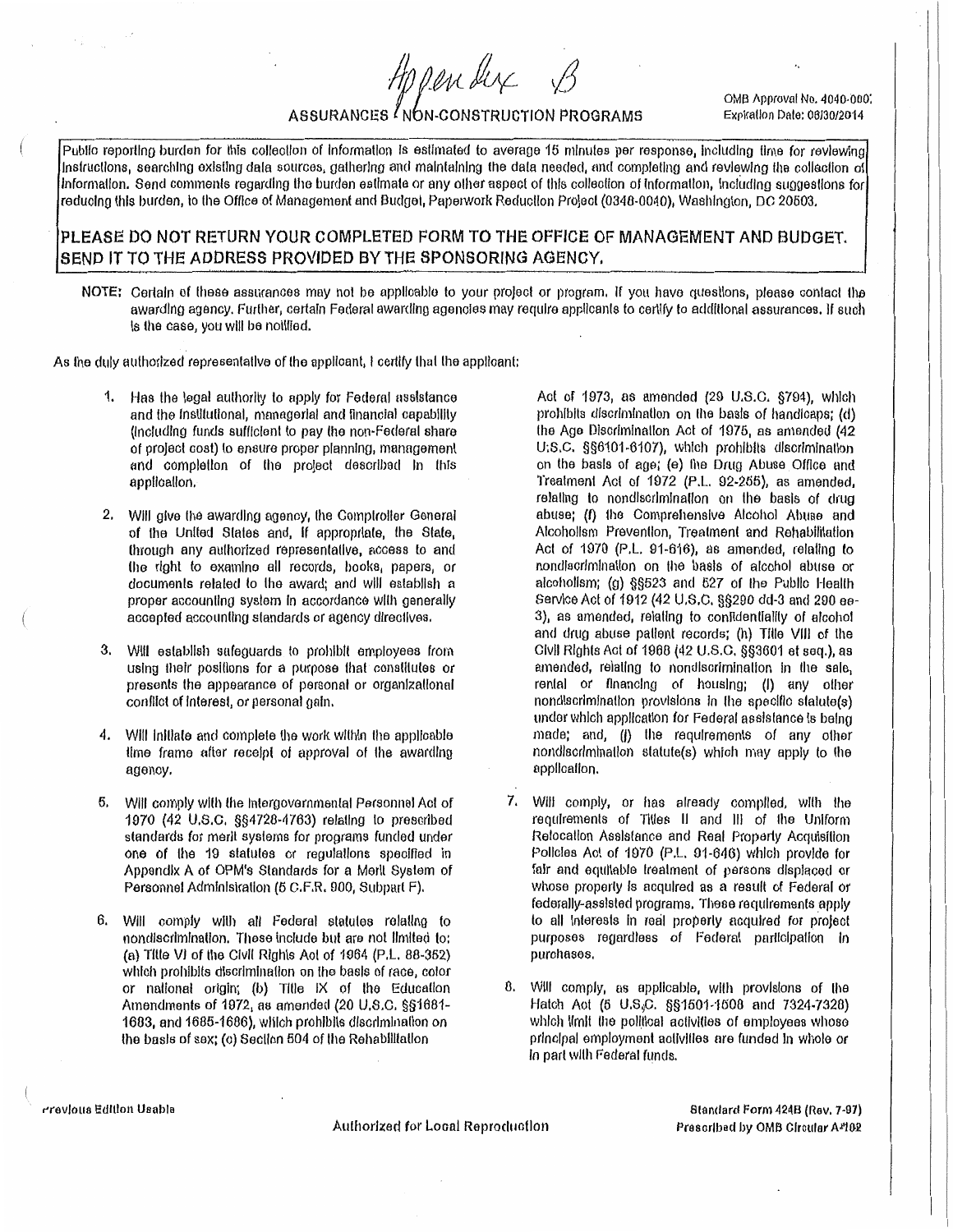Appendix B

# ASSURANCES - NON-CONSTRUCTION PROGRAMS

OMB Approval No. 4040-0007
Expiration Date: 06/30/2014

Public reporting burden for this collection of information is estimated to average 15 minutes per response, including time for reviewing instructions, searching existing data sources, gathering and maintaining the data needed, and completing and reviewing the collection of information. Send comments regarding the burden estimate or any other aspect of this collection of information, including suggestions for reducing this burden, to the Office of Management and Budget, Paperwork Reduction Project (0348-0040), Washington, DC 20503.

**PLEASE DO NOT RETURN YOUR COMPLETED FORM TO THE OFFICE OF MANAGEMENT AND BUDGET. SEND IT TO THE ADDRESS PROVIDED BY THE SPONSORING AGENCY.**

**NOTE:** Certain of these assurances may not be applicable to your project or program. If you have questions, please contact the awarding agency. Further, certain Federal awarding agencies may require applicants to certify to additional assurances. If such is the case, you will be notified.

As the duly authorized representative of the applicant, I certify that the applicant:

1. Has the legal authority to apply for Federal assistance and the institutional, managerial and financial capability (including funds sufficient to pay the non-Federal share of project cost) to ensure proper planning, management and completion of the project described in this application.

2. Will give the awarding agency, the Comptroller General of the United States and, if appropriate, the State, through any authorized representative, access to and the right to examine all records, books, papers, or documents related to the award; and will establish a proper accounting system in accordance with generally accepted accounting standards or agency directives.

3. Will establish safeguards to prohibit employees from using their positions for a purpose that constitutes or presents the appearance of personal or organizational conflict of interest, or personal gain.

4. Will initiate and complete the work within the applicable time frame after receipt of approval of the awarding agency.

5. Will comply with the Intergovernmental Personnel Act of 1970 (42 U.S.C. §§4728-4763) relating to prescribed standards for merit systems for programs funded under one of the 19 statutes or regulations specified in Appendix A of OPM's Standards for a Merit System of Personnel Administration (5 C.F.R. 900, Subpart F).

6. Will comply with all Federal statutes relating to nondiscrimination. These include but are not limited to: (a) Title VI of the Civil Rights Act of 1964 (P.L. 88-352) which prohibits discrimination on the basis of race, color or national origin; (b) Title IX of the Education Amendments of 1972, as amended (20 U.S.C. §§1681-1683, and 1685-1686), which prohibits discrimination on the basis of sex; (c) Section 504 of the Rehabilitation Act of 1973, as amended (29 U.S.C. §794), which prohibits discrimination on the basis of handicaps; (d) the Age Discrimination Act of 1975, as amended (42 U.S.C. §§6101-6107), which prohibits discrimination on the basis of age; (e) the Drug Abuse Office and Treatment Act of 1972 (P.L. 92-255), as amended, relating to nondiscrimination on the basis of drug abuse; (f) the Comprehensive Alcohol Abuse and Alcoholism Prevention, Treatment and Rehabilitation Act of 1970 (P.L. 91-616), as amended, relating to nondiscrimination on the basis of alcohol abuse or alcoholism; (g) §§523 and 527 of the Public Health Service Act of 1912 (42 U.S.C. §§290 dd-3 and 290 ee-3), as amended, relating to confidentiality of alcohol and drug abuse patient records; (h) Title VIII of the Civil Rights Act of 1968 (42 U.S.C. §§3601 et seq.), as amended, relating to nondiscrimination in the sale, rental or financing of housing; (i) any other nondiscrimination provisions in the specific statute(s) under which application for Federal assistance is being made; and, (j) the requirements of any other nondiscrimination statute(s) which may apply to the application.

7. Will comply, or has already complied, with the requirements of Titles II and III of the Uniform Relocation Assistance and Real Property Acquisition Policies Act of 1970 (P.L. 91-646) which provide for fair and equitable treatment of persons displaced or whose property is acquired as a result of Federal or federally-assisted programs. These requirements apply to all interests in real property acquired for project purposes regardless of Federal participation in purchases.

8. Will comply, as applicable, with provisions of the Hatch Act (5 U.S.C. §§1501-1508 and 7324-7328) which limit the political activities of employees whose principal employment activities are funded in whole or in part with Federal funds.

Previous Edition Usable

Authorized for Local Reproduction

Standard Form 424B (Rev. 7-97)
Prescribed by OMB Circular A-102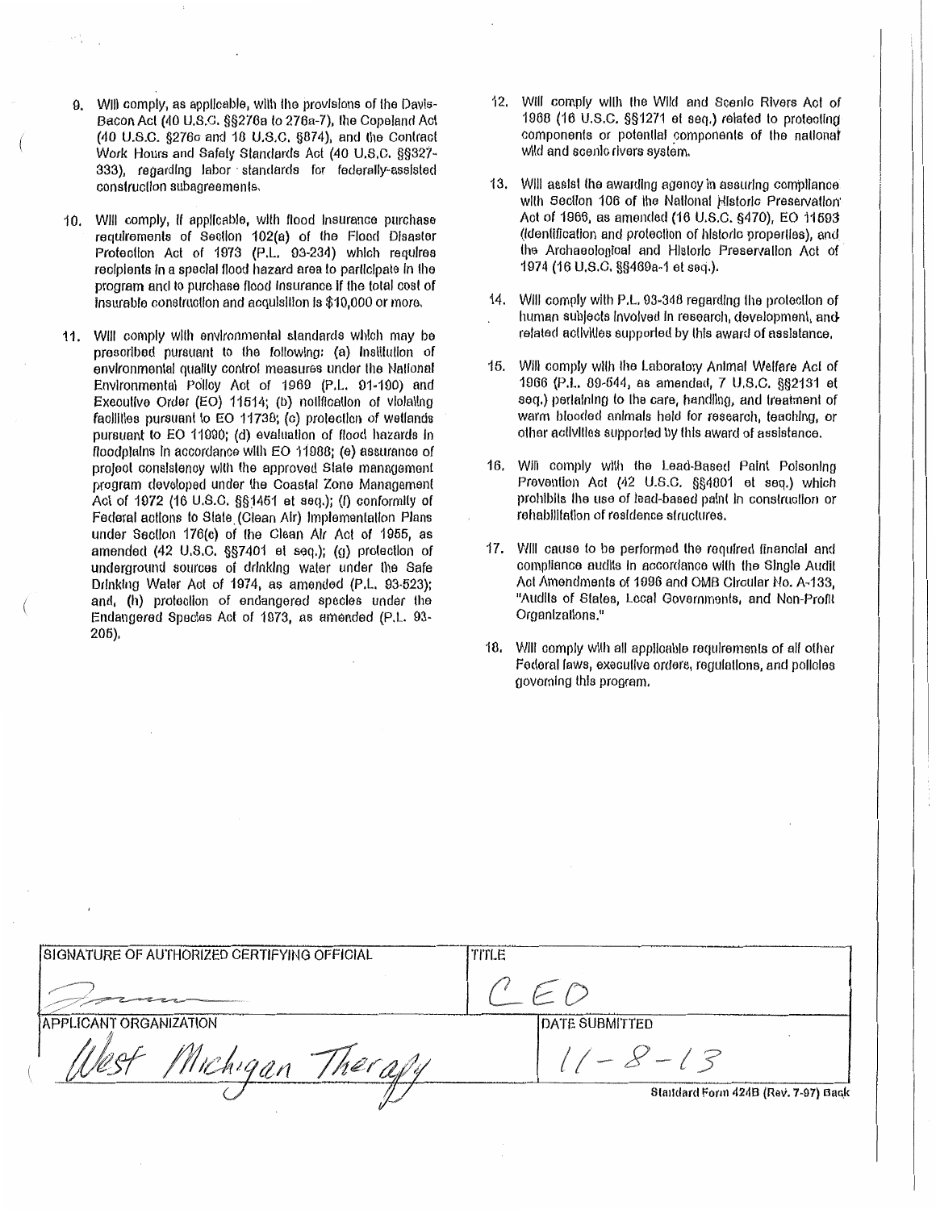9. Will comply, as applicable, with the provisions of the Davis-Bacon Act (40 U.S.C. §§276a to 276a-7), the Copeland Act (40 U.S.C. §276c and 18 U.S.C. §874), and the Contract Work Hours and Safety Standards Act (40 U.S.C. §§327-333), regarding labor standards for federally-assisted construction subagreements.

10. Will comply, if applicable, with flood insurance purchase requirements of Section 102(a) of the Flood Disaster Protection Act of 1973 (P.L. 93-234) which requires recipients in a special flood hazard area to participate in the program and to purchase flood insurance if the total cost of insurable construction and acquisition is $10,000 or more.

11. Will comply with environmental standards which may be prescribed pursuant to the following: (a) institution of environmental quality control measures under the National Environmental Policy Act of 1969 (P.L. 91-190) and Executive Order (EO) 11514; (b) notification of violating facilities pursuant to EO 11738; (c) protection of wetlands pursuant to EO 11990; (d) evaluation of flood hazards in floodplains in accordance with EO 11988; (e) assurance of project consistency with the approved State management program developed under the Coastal Zone Management Act of 1972 (16 U.S.C. §§1451 et seq.); (f) conformity of Federal actions to State (Clean Air) Implementation Plans under Section 176(c) of the Clean Air Act of 1955, as amended (42 U.S.C. §§7401 et seq.); (g) protection of underground sources of drinking water under the Safe Drinking Water Act of 1974, as amended (P.L. 93-523); and, (h) protection of endangered species under the Endangered Species Act of 1973, as amended (P.L. 93-205).

12. Will comply with the Wild and Scenic Rivers Act of 1968 (16 U.S.C. §§1271 et seq.) related to protecting components or potential components of the national wild and scenic rivers system.

13. Will assist the awarding agency in assuring compliance with Section 106 of the National Historic Preservation Act of 1966, as amended (16 U.S.C. §470), EO 11593 (identification and protection of historic properties), and the Archaeological and Historic Preservation Act of 1974 (16 U.S.C. §§469a-1 et seq.).

14. Will comply with P.L. 93-348 regarding the protection of human subjects involved in research, development, and related activities supported by this award of assistance.

15. Will comply with the Laboratory Animal Welfare Act of 1966 (P.L. 89-544, as amended, 7 U.S.C. §§2131 et seq.) pertaining to the care, handling, and treatment of warm blooded animals held for research, teaching, or other activities supported by this award of assistance.

16. Will comply with the Lead-Based Paint Poisoning Prevention Act (42 U.S.C. §§4801 et seq.) which prohibits the use of lead-based paint in construction or rehabilitation of residence structures.

17. Will cause to be performed the required financial and compliance audits in accordance with the Single Audit Act Amendments of 1996 and OMB Circular No. A-133, "Audits of States, Local Governments, and Non-Profit Organizations."

18. Will comply with all applicable requirements of all other Federal laws, executive orders, regulations, and policies governing this program.

| SIGNATURE OF AUTHORIZED CERTIFYING OFFICIAL | TITLE |
|---|---|
| *(signature)* | CEO |
| **APPLICANT ORGANIZATION** | **DATE SUBMITTED** |
| West Michigan Therapy | 11-8-13 |

Standard Form 424B (Rev. 7-97) Back